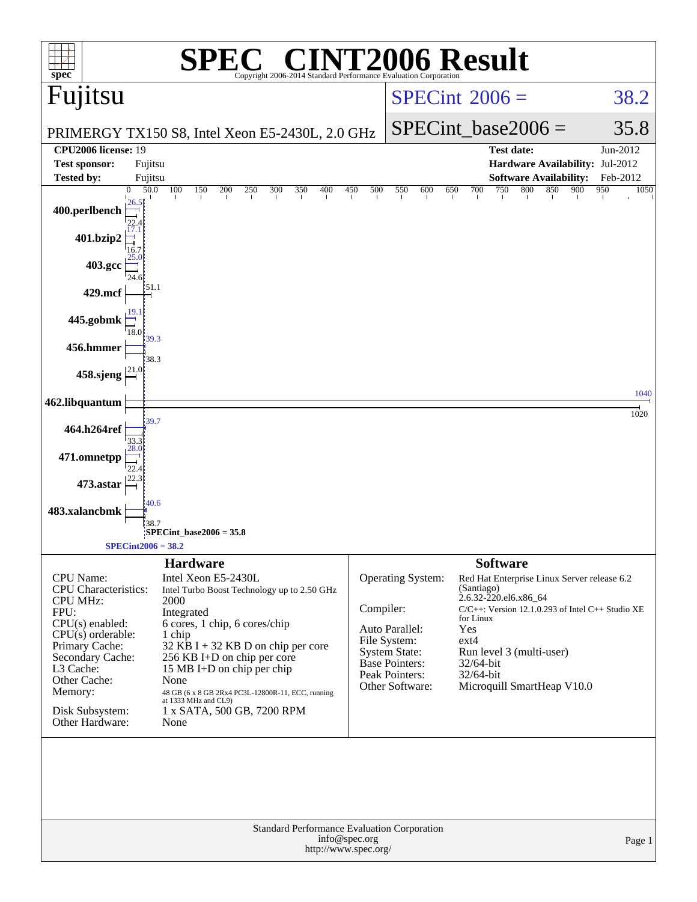# SPEC® CINT2006 Result

Copyright 2006-2014 Standard Performance Evaluation Corporation

## Fujitsu

PRIMERGY TX150 S8, Intel Xeon E5-2430L, 2.0 GHz

SPECint 2006 = 38.2

SPECint_base2006 = 35.8

| | | | |
|---|---|---|---|
| **CPU2006 license:** 19 | | **Test date:** | Jun-2012 |
| **Test sponsor:** | Fujitsu | **Hardware Availability:** | Jul-2012 |
| **Tested by:** | Fujitsu | **Software Availability:** | Feb-2012 |

| Benchmark | Peak | Base |
|---|---|---|
| 400.perlbench | 26.5 | 22.4 |
| 401.bzip2 | 17.1 | 16.7 |
| 403.gcc | 25.0 | 24.6 |
| 429.mcf | 51.1 | 51.1 |
| 445.gobmk | 19.1 | 18.0 |
| 456.hmmer | 39.3 | 38.3 |
| 458.sjeng | 21.0 | 21.0 |
| 462.libquantum | 1040 | 1020 |
| 464.h264ref | 39.7 | 33.3 |
| 471.omnetpp | 28.0 | 22.4 |
| 473.astar | 22.3 | 22.3 |
| 483.xalancbmk | 40.6 | 38.7 |

SPECint_base2006 = 35.8

SPECint2006 = 38.2

### Hardware

| | |
|---|---|
| CPU Name: | Intel Xeon E5-2430L |
| CPU Characteristics: | Intel Turbo Boost Technology up to 2.50 GHz |
| CPU MHz: | 2000 |
| FPU: | Integrated |
| CPU(s) enabled: | 6 cores, 1 chip, 6 cores/chip |
| CPU(s) orderable: | 1 chip |
| Primary Cache: | 32 KB I + 32 KB D on chip per core |
| Secondary Cache: | 256 KB I+D on chip per core |
| L3 Cache: | 15 MB I+D on chip per chip |
| Other Cache: | None |
| Memory: | 48 GB (6 x 8 GB 2Rx4 PC3L-12800R-11, ECC, running at 1333 MHz and CL9) |
| Disk Subsystem: | 1 x SATA, 500 GB, 7200 RPM |
| Other Hardware: | None |

### Software

| | |
|---|---|
| Operating System: | Red Hat Enterprise Linux Server release 6.2 (Santiago) 2.6.32-220.el6.x86_64 |
| Compiler: | C/C++: Version 12.1.0.293 of Intel C++ Studio XE for Linux |
| Auto Parallel: | Yes |
| File System: | ext4 |
| System State: | Run level 3 (multi-user) |
| Base Pointers: | 32/64-bit |
| Peak Pointers: | 32/64-bit |
| Other Software: | Microquill SmartHeap V10.0 |

Standard Performance Evaluation Corporation
info@spec.org
http://www.spec.org/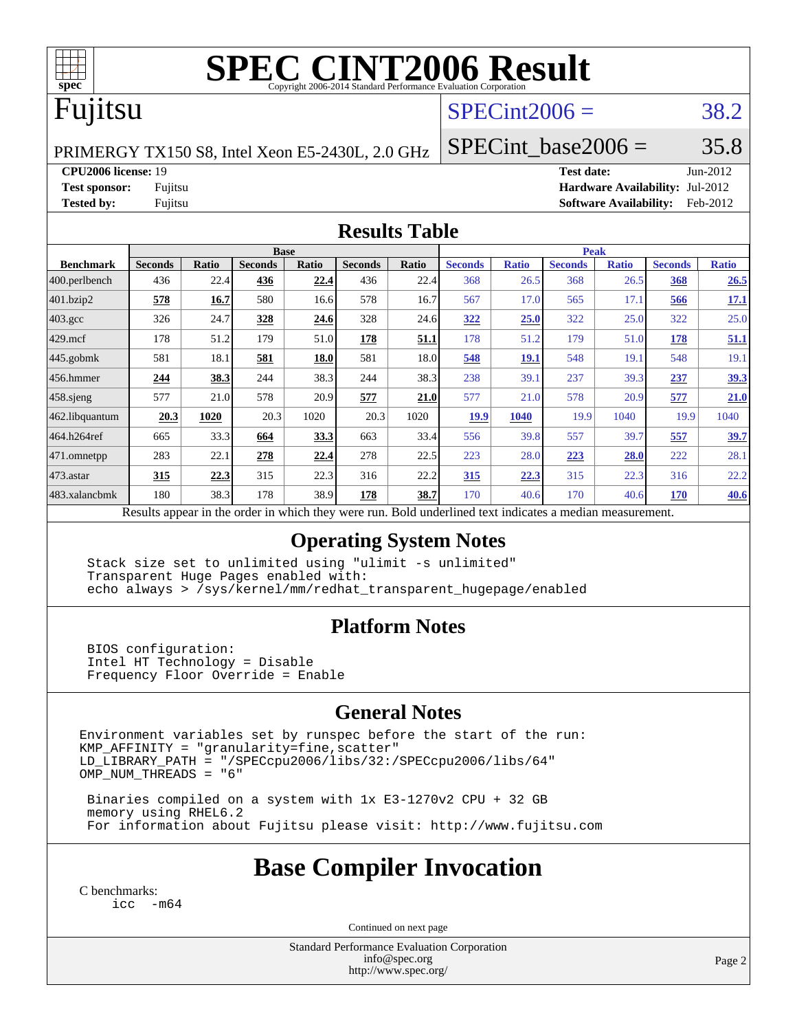# SPEC CINT2006 Result

Copyright 2006-2014 Standard Performance Evaluation Corporation

## Fujitsu

PRIMERGY TX150 S8, Intel Xeon E5-2430L, 2.0 GHz

SPECint2006 = 38.2

SPECint_base2006 = 35.8

**CPU2006 license:** 19
**Test sponsor:** Fujitsu
**Tested by:** Fujitsu

**Test date:** Jun-2012
**Hardware Availability:** Jul-2012
**Software Availability:** Feb-2012

## Results Table

| Benchmark | Base | | | | | | Peak | | | | | |
|---|---|---|---|---|---|---|---|---|---|---|---|---|
| | Seconds | Ratio | Seconds | Ratio | Seconds | Ratio | Seconds | Ratio | Seconds | Ratio | Seconds | Ratio |
| 400.perlbench | 436 | 22.4 | **436** | **22.4** | 436 | 22.4 | 368 | 26.5 | 368 | 26.5 | **368** | **26.5** |
| 401.bzip2 | **578** | **16.7** | 580 | 16.6 | 578 | 16.7 | 567 | 17.0 | 565 | 17.1 | **566** | **17.1** |
| 403.gcc | 326 | 24.7 | **328** | **24.6** | 328 | 24.6 | **322** | **25.0** | 322 | 25.0 | 322 | 25.0 |
| 429.mcf | 178 | 51.2 | 179 | 51.0 | **178** | **51.1** | 178 | 51.2 | 179 | 51.0 | **178** | **51.1** |
| 445.gobmk | 581 | 18.1 | **581** | **18.0** | 581 | 18.0 | **548** | **19.1** | 548 | 19.1 | 548 | 19.1 |
| 456.hmmer | **244** | **38.3** | 244 | 38.3 | 244 | 38.3 | 238 | 39.1 | 237 | 39.3 | **237** | **39.3** |
| 458.sjeng | 577 | 21.0 | 578 | 20.9 | **577** | **21.0** | 577 | 21.0 | 578 | 20.9 | **577** | **21.0** |
| 462.libquantum | **20.3** | **1020** | 20.3 | 1020 | 20.3 | 1020 | **19.9** | **1040** | 19.9 | 1040 | 19.9 | 1040 |
| 464.h264ref | 665 | 33.3 | **664** | **33.3** | 663 | 33.4 | 556 | 39.8 | 557 | 39.7 | **557** | **39.7** |
| 471.omnetpp | 283 | 22.1 | **278** | **22.4** | 278 | 22.5 | 223 | 28.0 | **223** | **28.0** | 222 | 28.1 |
| 473.astar | **315** | **22.3** | 315 | 22.3 | 316 | 22.2 | **315** | **22.3** | 315 | 22.3 | 316 | 22.2 |
| 483.xalancbmk | 180 | 38.3 | 178 | 38.9 | **178** | **38.7** | 170 | 40.6 | 170 | 40.6 | **170** | **40.6** |

Results appear in the order in which they were run. Bold underlined text indicates a median measurement.

## Operating System Notes

```
Stack size set to unlimited using "ulimit -s unlimited"
Transparent Huge Pages enabled with:
echo always > /sys/kernel/mm/redhat_transparent_hugepage/enabled
```

## Platform Notes

```
BIOS configuration:
Intel HT Technology = Disable
Frequency Floor Override = Enable
```

## General Notes

```
Environment variables set by runspec before the start of the run:
KMP_AFFINITY = "granularity=fine,scatter"
LD_LIBRARY_PATH = "/SPECcpu2006/libs/32:/SPECcpu2006/libs/64"
OMP_NUM_THREADS = "6"

 Binaries compiled on a system with 1x E3-1270v2 CPU + 32 GB
 memory using RHEL6.2
 For information about Fujitsu please visit: http://www.fujitsu.com
```

## Base Compiler Invocation

C benchmarks:

```
icc   -m64
```

Continued on next page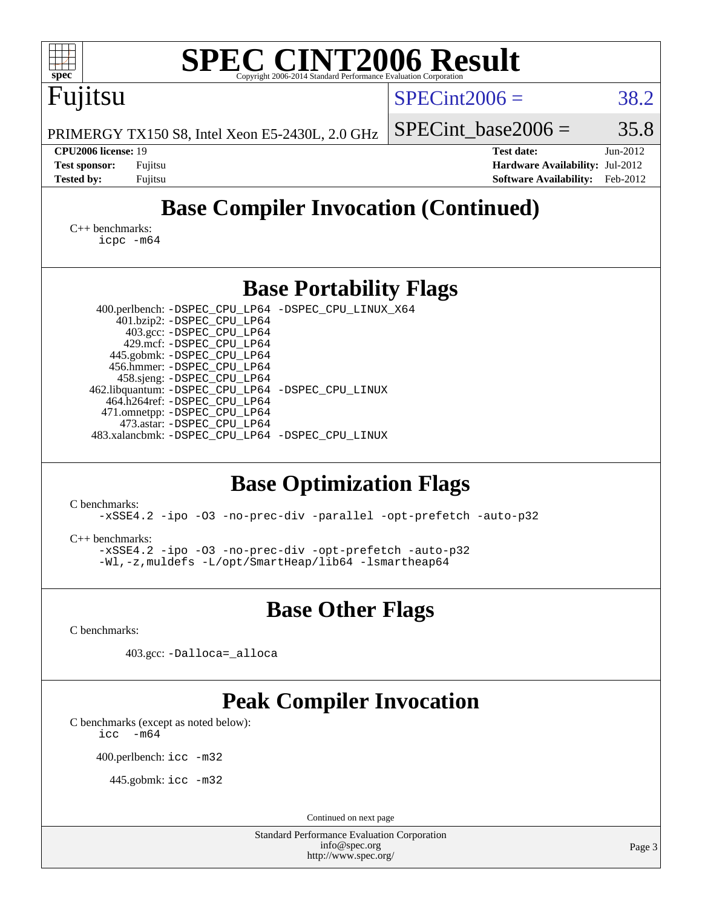# SPEC CINT2006 Result

Copyright 2006-2014 Standard Performance Evaluation Corporation

**Fujitsu**

PRIMERGY TX150 S8, Intel Xeon E5-2430L, 2.0 GHz

SPECint2006 = 38.2

SPECint_base2006 = 35.8

| | | | |
|---|---|---|---|
| **CPU2006 license:** 19 | | **Test date:** | Jun-2012 |
| **Test sponsor:** | Fujitsu | **Hardware Availability:** | Jul-2012 |
| **Tested by:** | Fujitsu | **Software Availability:** | Feb-2012 |

## Base Compiler Invocation (Continued)

C++ benchmarks:
```
icpc -m64
```

## Base Portability Flags

```
    400.perlbench: -DSPEC_CPU_LP64 -DSPEC_CPU_LINUX_X64
        401.bzip2: -DSPEC_CPU_LP64
          403.gcc: -DSPEC_CPU_LP64
          429.mcf: -DSPEC_CPU_LP64
       445.gobmk: -DSPEC_CPU_LP64
       456.hmmer: -DSPEC_CPU_LP64
       458.sjeng: -DSPEC_CPU_LP64
  462.libquantum: -DSPEC_CPU_LP64 -DSPEC_CPU_LINUX
     464.h264ref: -DSPEC_CPU_LP64
     471.omnetpp: -DSPEC_CPU_LP64
        473.astar: -DSPEC_CPU_LP64
  483.xalancbmk: -DSPEC_CPU_LP64 -DSPEC_CPU_LINUX
```

## Base Optimization Flags

C benchmarks:
```
-xSSE4.2 -ipo -O3 -no-prec-div -parallel -opt-prefetch -auto-p32
```

C++ benchmarks:
```
-xSSE4.2 -ipo -O3 -no-prec-div -opt-prefetch -auto-p32
-Wl,-z,muldefs -L/opt/SmartHeap/lib64 -lsmartheap64
```

## Base Other Flags

C benchmarks:
```
403.gcc: -Dalloca=_alloca
```

## Peak Compiler Invocation

C benchmarks (except as noted below):
```
icc  -m64
```

```
400.perlbench: icc -m32
```

```
445.gobmk: icc -m32
```

Continued on next page

Standard Performance Evaluation Corporation
info@spec.org
http://www.spec.org/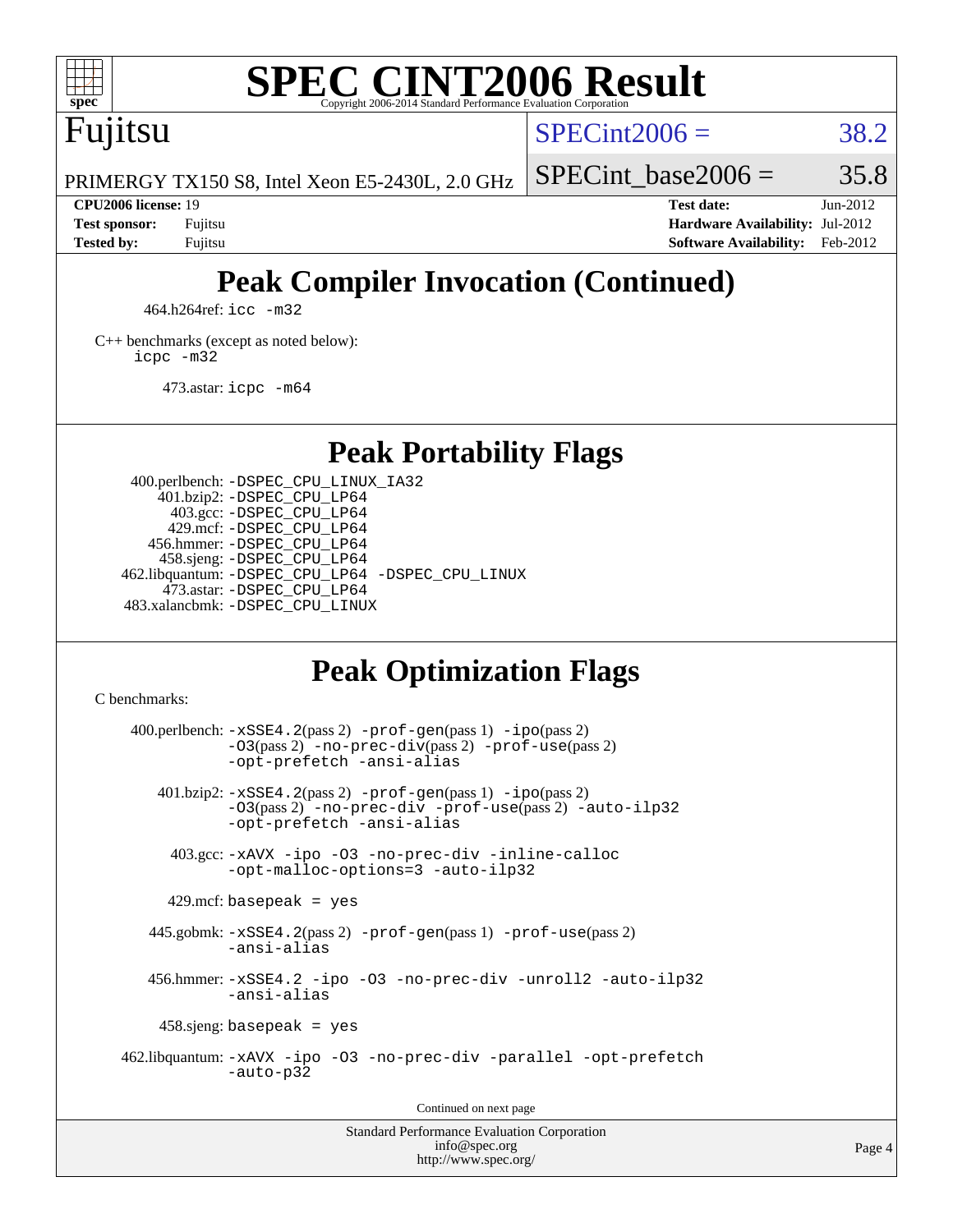# Peak Compiler Invocation (Continued)

464.h264ref: `icc -m32`

C++ benchmarks (except as noted below):
`icpc -m32`

473.astar: `icpc -m64`

# Peak Portability Flags

400.perlbench: `-DSPEC_CPU_LINUX_IA32`
401.bzip2: `-DSPEC_CPU_LP64`
403.gcc: `-DSPEC_CPU_LP64`
429.mcf: `-DSPEC_CPU_LP64`
456.hmmer: `-DSPEC_CPU_LP64`
458.sjeng: `-DSPEC_CPU_LP64`
462.libquantum: `-DSPEC_CPU_LP64 -DSPEC_CPU_LINUX`
473.astar: `-DSPEC_CPU_LP64`
483.xalancbmk: `-DSPEC_CPU_LINUX`

# Peak Optimization Flags

C benchmarks:

400.perlbench: `-xSSE4.2`(pass 2) `-prof-gen`(pass 1) `-ipo`(pass 2) `-O3`(pass 2) `-no-prec-div`(pass 2) `-prof-use`(pass 2) `-opt-prefetch -ansi-alias`

401.bzip2: `-xSSE4.2`(pass 2) `-prof-gen`(pass 1) `-ipo`(pass 2) `-O3`(pass 2) `-no-prec-div -prof-use`(pass 2) `-auto-ilp32 -opt-prefetch -ansi-alias`

403.gcc: `-xAVX -ipo -O3 -no-prec-div -inline-calloc -opt-malloc-options=3 -auto-ilp32`

429.mcf: `basepeak = yes`

445.gobmk: `-xSSE4.2`(pass 2) `-prof-gen`(pass 1) `-prof-use`(pass 2) `-ansi-alias`

456.hmmer: `-xSSE4.2 -ipo -O3 -no-prec-div -unroll2 -auto-ilp32 -ansi-alias`

458.sjeng: `basepeak = yes`

462.libquantum: `-xAVX -ipo -O3 -no-prec-div -parallel -opt-prefetch -auto-p32`

Continued on next page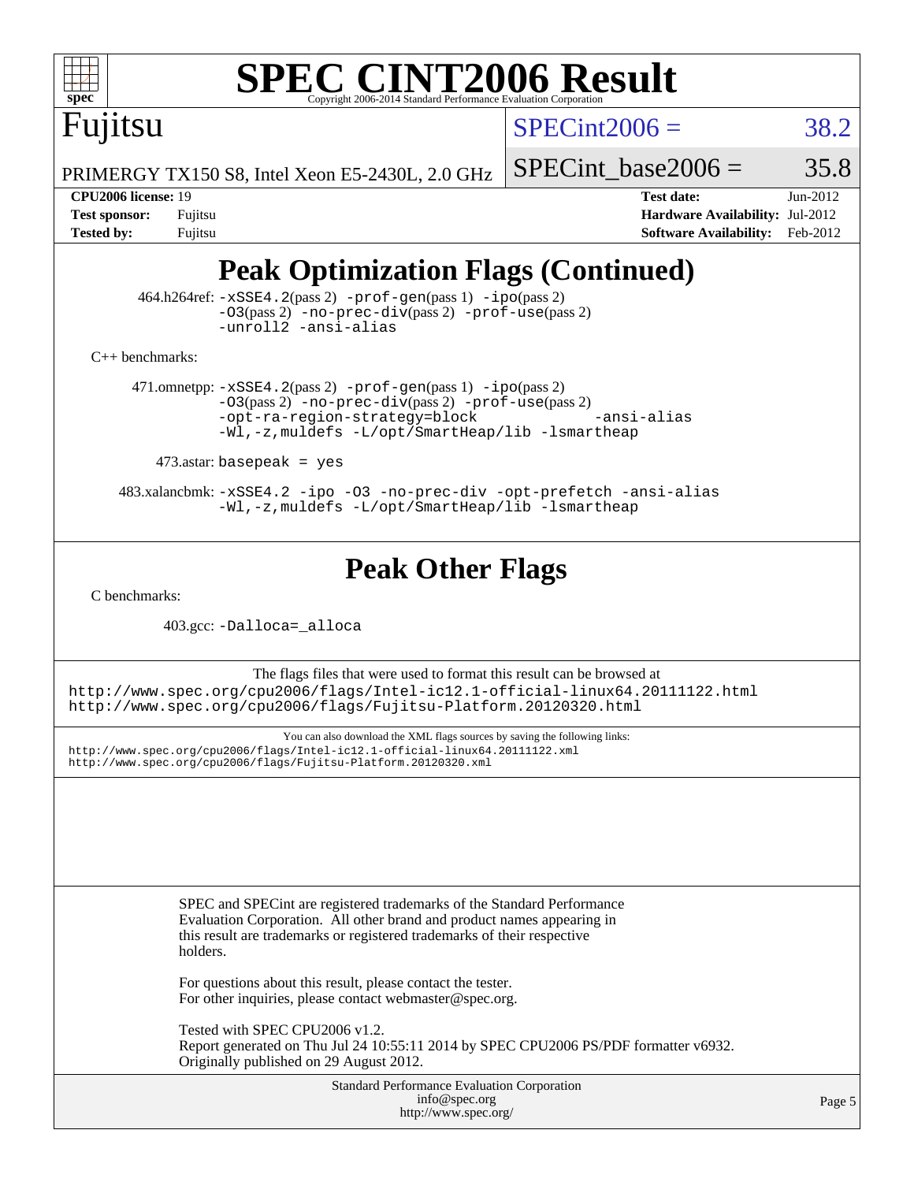# SPEC CINT2006 Result

Copyright 2006-2014 Standard Performance Evaluation Corporation

Fujitsu

PRIMERGY TX150 S8, Intel Xeon E5-2430L, 2.0 GHz

SPECint2006 = 38.2

SPECint_base2006 = 35.8

**CPU2006 license:** 19
**Test sponsor:** Fujitsu
**Tested by:** Fujitsu

**Test date:** Jun-2012
**Hardware Availability:** Jul-2012
**Software Availability:** Feb-2012

## Peak Optimization Flags (Continued)

464.h264ref: -xSSE4.2(pass 2) -prof-gen(pass 1) -ipo(pass 2) -O3(pass 2) -no-prec-div(pass 2) -prof-use(pass 2) -unroll2 -ansi-alias

C++ benchmarks:

471.omnetpp: -xSSE4.2(pass 2) -prof-gen(pass 1) -ipo(pass 2) -O3(pass 2) -no-prec-div(pass 2) -prof-use(pass 2) -opt-ra-region-strategy=block -ansi-alias -Wl,-z,muldefs -L/opt/SmartHeap/lib -lsmartheap

473.astar: basepeak = yes

483.xalancbmk: -xSSE4.2 -ipo -O3 -no-prec-div -opt-prefetch -ansi-alias -Wl,-z,muldefs -L/opt/SmartHeap/lib -lsmartheap

## Peak Other Flags

C benchmarks:

403.gcc: -Dalloca=_alloca

The flags files that were used to format this result can be browsed at
http://www.spec.org/cpu2006/flags/Intel-ic12.1-official-linux64.20111122.html
http://www.spec.org/cpu2006/flags/Fujitsu-Platform.20120320.html

You can also download the XML flags sources by saving the following links:
http://www.spec.org/cpu2006/flags/Intel-ic12.1-official-linux64.20111122.xml
http://www.spec.org/cpu2006/flags/Fujitsu-Platform.20120320.xml

SPEC and SPECint are registered trademarks of the Standard Performance Evaluation Corporation. All other brand and product names appearing in this result are trademarks or registered trademarks of their respective holders.

For questions about this result, please contact the tester.
For other inquiries, please contact webmaster@spec.org.

Tested with SPEC CPU2006 v1.2.
Report generated on Thu Jul 24 10:55:11 2014 by SPEC CPU2006 PS/PDF formatter v6932.
Originally published on 29 August 2012.

Standard Performance Evaluation Corporation
info@spec.org
http://www.spec.org/